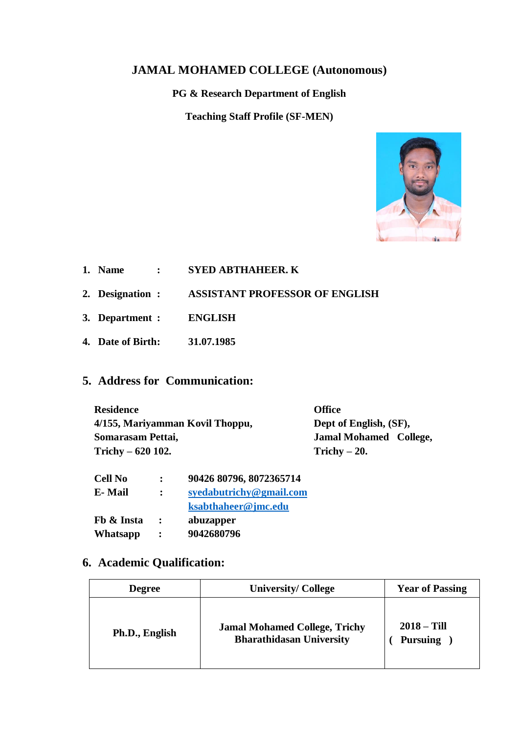# JAMAL MOHAMED COLLEGE (Autonomous)

## PG & Research Department of English

### Teaching Staff Profile (SF-MEN)

1. **Name :** **SYED ABTHAHEER. K**
2. **Designation :** **ASSISTANT PROFESSOR OF ENGLISH**
3. **Department :** **ENGLISH**
4. **Date of Birth:** **31.07.1985**

## 5. Address for Communication:

**Residence**
**4/155, Mariyamman Kovil Thoppu,**
**Somarasam Pettai,**
**Trichy – 620 102.**

**Office**
**Dept of English, (SF),**
**Jamal Mohamed College,**
**Trichy – 20.**

**Cell No :** **90426 80796, 8072365714**
**E- Mail :** **syedabutrichy@gmail.com**
**ksabthaheer@jmc.edu**
**Fb & Insta :** **abuzapper**
**Whatsapp :** **9042680796**

## 6. Academic Qualification:

| Degree | University/ College | Year of Passing |
|---|---|---|
| Ph.D., English | Jamal Mohamed College, Trichy Bharathidasan University | 2018 – Till ( Pursuing ) |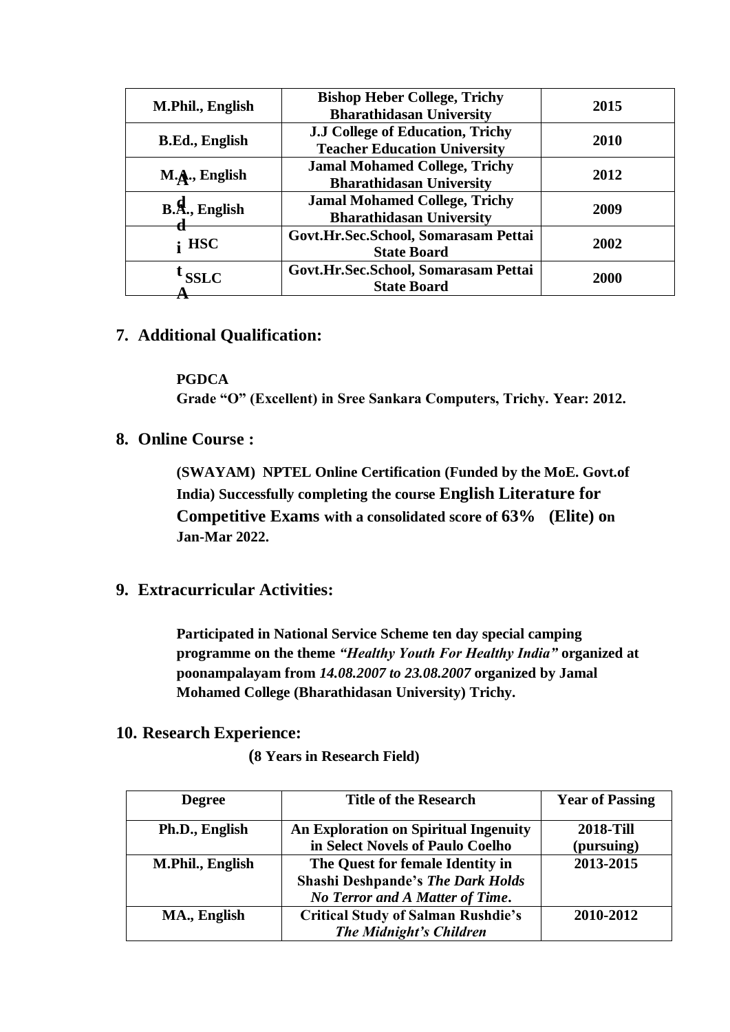| M.Phil., English | Bishop Heber College, Trichy Bharathidasan University | 2015 |
|---|---|---|
| B.Ed., English | J.J College of Education, Trichy Teacher Education University | 2010 |
| M.A., English | Jamal Mohamed College, Trichy Bharathidasan University | 2012 |
| B.A., English | Jamal Mohamed College, Trichy Bharathidasan University | 2009 |
| HSC | Govt.Hr.Sec.School, Somarasam Pettai State Board | 2002 |
| SSLC | Govt.Hr.Sec.School, Somarasam Pettai State Board | 2000 |

## 7. Additional Qualification:

**PGDCA**
**Grade "O" (Excellent) in Sree Sankara Computers, Trichy. Year: 2012.**

## 8. Online Course :

**(SWAYAM) NPTEL Online Certification (Funded by the MoE. Govt.of India) Successfully completing the course English Literature for Competitive Exams with a consolidated score of 63% (Elite) on Jan-Mar 2022.**

## 9. Extracurricular Activities:

**Participated in National Service Scheme ten day special camping programme on the theme *"Healthy Youth For Healthy India"* organized at poonampalayam from *14.08.2007 to 23.08.2007* organized by Jamal Mohamed College (Bharathidasan University) Trichy.**

## 10. Research Experience:

**(8 Years in Research Field)**

| Degree | Title of the Research | Year of Passing |
|---|---|---|
| Ph.D., English | An Exploration on Spiritual Ingenuity in Select Novels of Paulo Coelho | 2018-Till (pursuing) |
| M.Phil., English | The Quest for female Identity in Shashi Deshpande's *The Dark Holds No Terror and A Matter of Time*. | 2013-2015 |
| MA., English | Critical Study of Salman Rushdie's *The Midnight's Children* | 2010-2012 |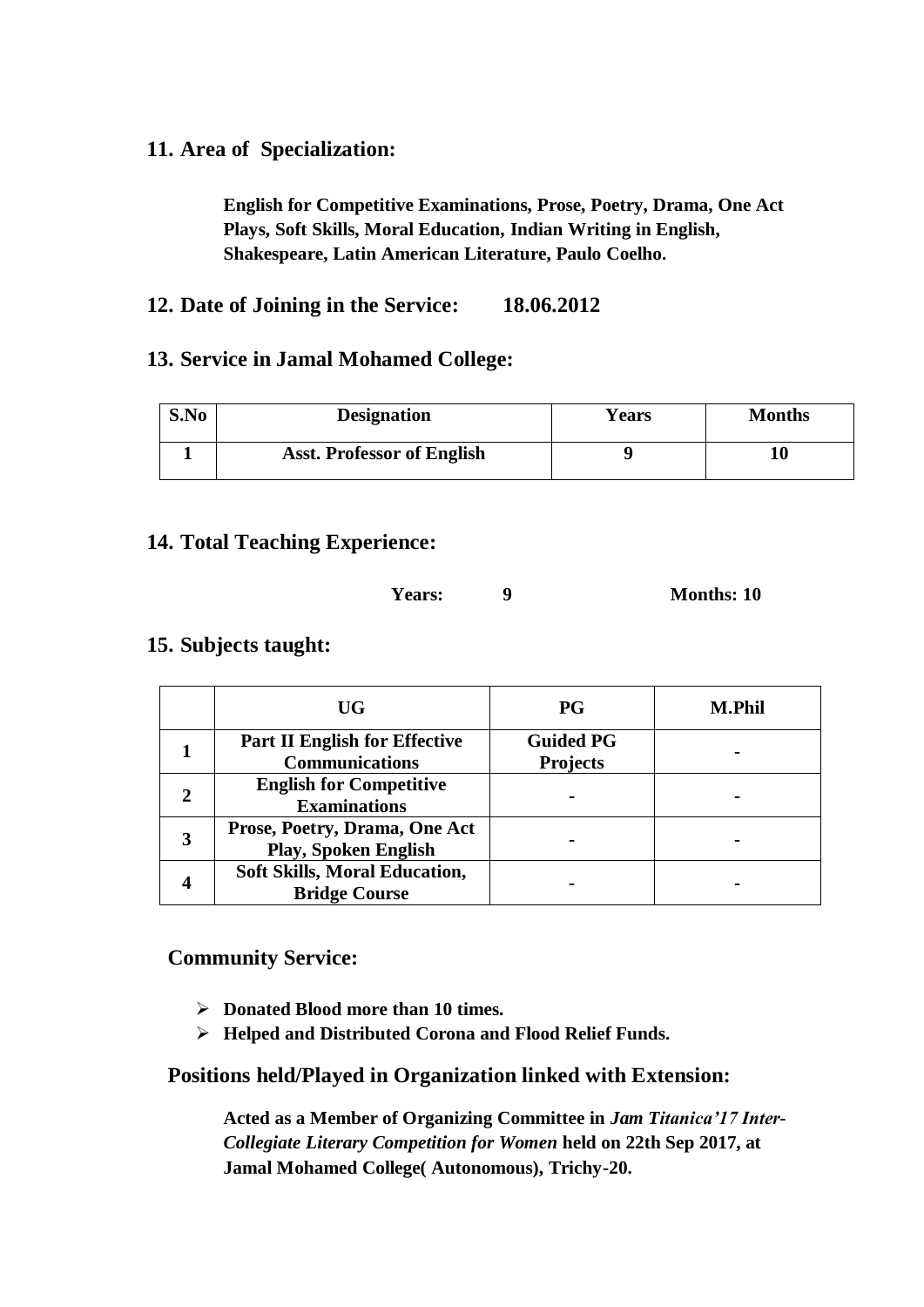## 11. Area of Specialization:

**English for Competitive Examinations, Prose, Poetry, Drama, One Act Plays, Soft Skills, Moral Education, Indian Writing in English, Shakespeare, Latin American Literature, Paulo Coelho.**

## 12. Date of Joining in the Service: 18.06.2012

## 13. Service in Jamal Mohamed College:

| S.No | Designation | Years | Months |
|---|---|---|---|
| 1 | Asst. Professor of English | 9 | 10 |

## 14. Total Teaching Experience:

**Years: 9 Months: 10**

## 15. Subjects taught:

| | UG | PG | M.Phil |
|---|---|---|---|
| 1 | Part II English for Effective Communications | Guided PG Projects | - |
| 2 | English for Competitive Examinations | - | - |
| 3 | Prose, Poetry, Drama, One Act Play, Spoken English | - | - |
| 4 | Soft Skills, Moral Education, Bridge Course | - | - |

## Community Service:

- **Donated Blood more than 10 times.**
- **Helped and Distributed Corona and Flood Relief Funds.**

## Positions held/Played in Organization linked with Extension:

**Acted as a Member of Organizing Committee in *Jam Titanica'17 Inter-Collegiate Literary Competition for Women* held on 22th Sep 2017, at Jamal Mohamed College( Autonomous), Trichy-20.**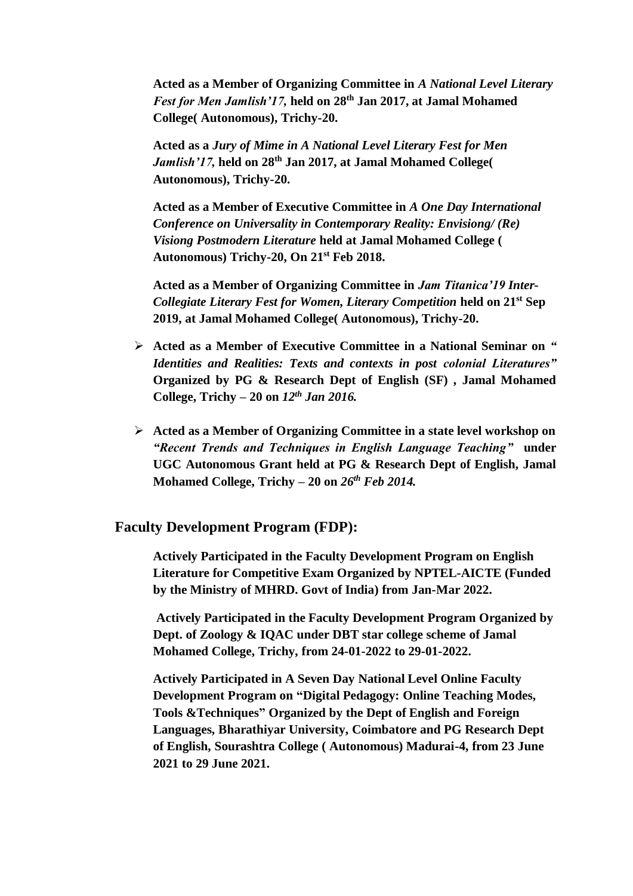**Acted as a Member of Organizing Committee in *A National Level Literary Fest for Men Jamlish'17,* held on 28th Jan 2017, at Jamal Mohamed College( Autonomous), Trichy-20.**

**Acted as a *Jury of Mime in A National Level Literary Fest for Men Jamlish'17,* held on 28th Jan 2017, at Jamal Mohamed College( Autonomous), Trichy-20.**

**Acted as a Member of Executive Committee in *A One Day International Conference on Universality in Contemporary Reality: Envisiong/ (Re) Visiong Postmodern Literature* held at Jamal Mohamed College ( Autonomous) Trichy-20, On 21st Feb 2018.**

**Acted as a Member of Organizing Committee in *Jam Titanica'19 Inter-Collegiate Literary Fest for Women, Literary Competition* held on 21st Sep 2019, at Jamal Mohamed College( Autonomous), Trichy-20.**

- **Acted as a Member of Executive Committee in a National Seminar on "*Identities and Realities: Texts and contexts in post colonial Literatures"* Organized by PG & Research Dept of English (SF) , Jamal Mohamed College, Trichy – 20 on *12th Jan 2016.***
- **Acted as a Member of Organizing Committee in a state level workshop on *"Recent Trends and Techniques in English Language Teaching"* under UGC Autonomous Grant held at PG & Research Dept of English, Jamal Mohamed College, Trichy – 20 on *26th Feb 2014.***

## Faculty Development Program (FDP):

**Actively Participated in the Faculty Development Program on English Literature for Competitive Exam Organized by NPTEL-AICTE (Funded by the Ministry of MHRD. Govt of India) from Jan-Mar 2022.**

**Actively Participated in the Faculty Development Program Organized by Dept. of Zoology & IQAC under DBT star college scheme of Jamal Mohamed College, Trichy, from 24-01-2022 to 29-01-2022.**

**Actively Participated in A Seven Day National Level Online Faculty Development Program on "Digital Pedagogy: Online Teaching Modes, Tools &Techniques" Organized by the Dept of English and Foreign Languages, Bharathiyar University, Coimbatore and PG Research Dept of English, Sourashtra College ( Autonomous) Madurai-4, from 23 June 2021 to 29 June 2021.**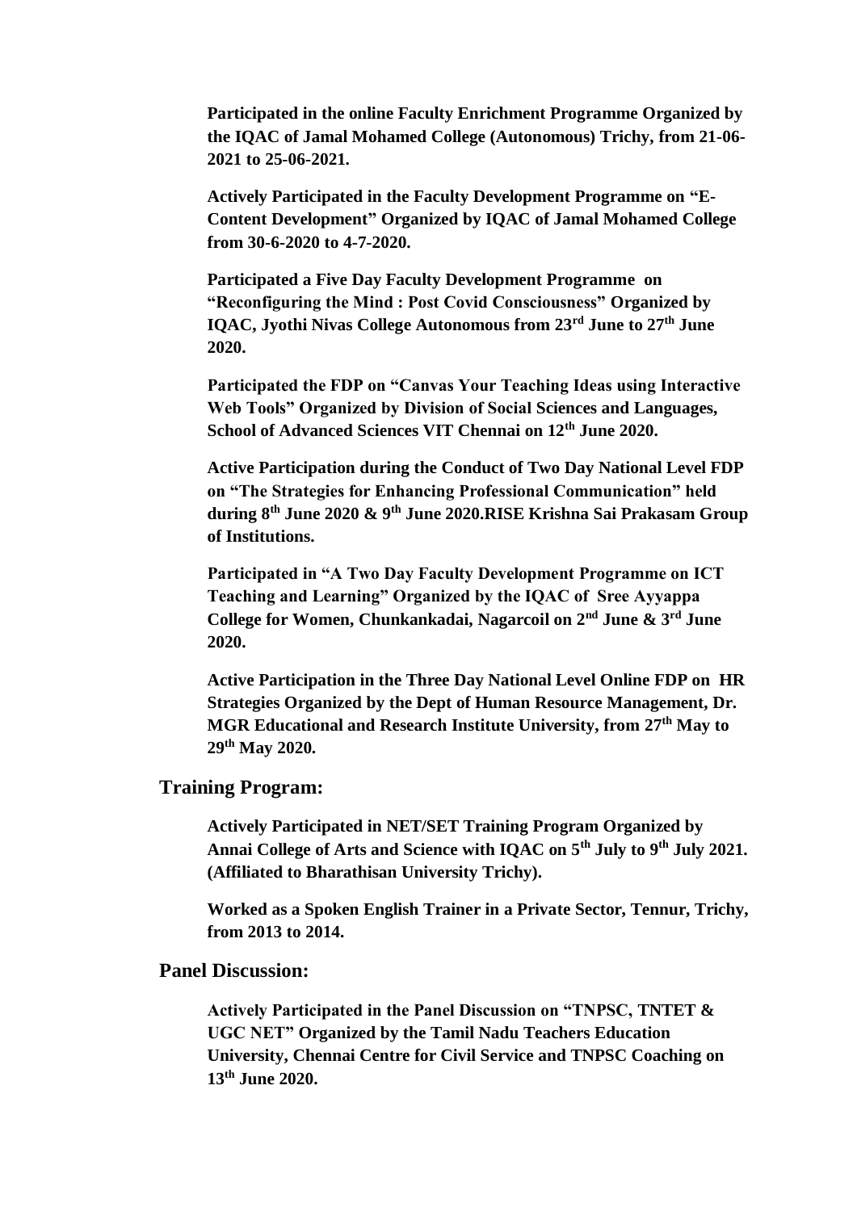**Participated in the online Faculty Enrichment Programme Organized by the IQAC of Jamal Mohamed College (Autonomous) Trichy, from 21-06-2021 to 25-06-2021.**

**Actively Participated in the Faculty Development Programme on "E-Content Development" Organized by IQAC of Jamal Mohamed College from 30-6-2020 to 4-7-2020.**

**Participated a Five Day Faculty Development Programme on "Reconfiguring the Mind : Post Covid Consciousness" Organized by IQAC, Jyothi Nivas College Autonomous from 23rd June to 27th June 2020.**

**Participated the FDP on "Canvas Your Teaching Ideas using Interactive Web Tools" Organized by Division of Social Sciences and Languages, School of Advanced Sciences VIT Chennai on 12th June 2020.**

**Active Participation during the Conduct of Two Day National Level FDP on "The Strategies for Enhancing Professional Communication" held during 8th June 2020 & 9th June 2020.RISE Krishna Sai Prakasam Group of Institutions.**

**Participated in "A Two Day Faculty Development Programme on ICT Teaching and Learning" Organized by the IQAC of Sree Ayyappa College for Women, Chunkankadai, Nagarcoil on 2nd June & 3rd June 2020.**

**Active Participation in the Three Day National Level Online FDP on HR Strategies Organized by the Dept of Human Resource Management, Dr. MGR Educational and Research Institute University, from 27th May to 29th May 2020.**

## Training Program:

**Actively Participated in NET/SET Training Program Organized by Annai College of Arts and Science with IQAC on 5th July to 9th July 2021. (Affiliated to Bharathisan University Trichy).**

**Worked as a Spoken English Trainer in a Private Sector, Tennur, Trichy, from 2013 to 2014.**

## Panel Discussion:

**Actively Participated in the Panel Discussion on "TNPSC, TNTET & UGC NET" Organized by the Tamil Nadu Teachers Education University, Chennai Centre for Civil Service and TNPSC Coaching on 13th June 2020.**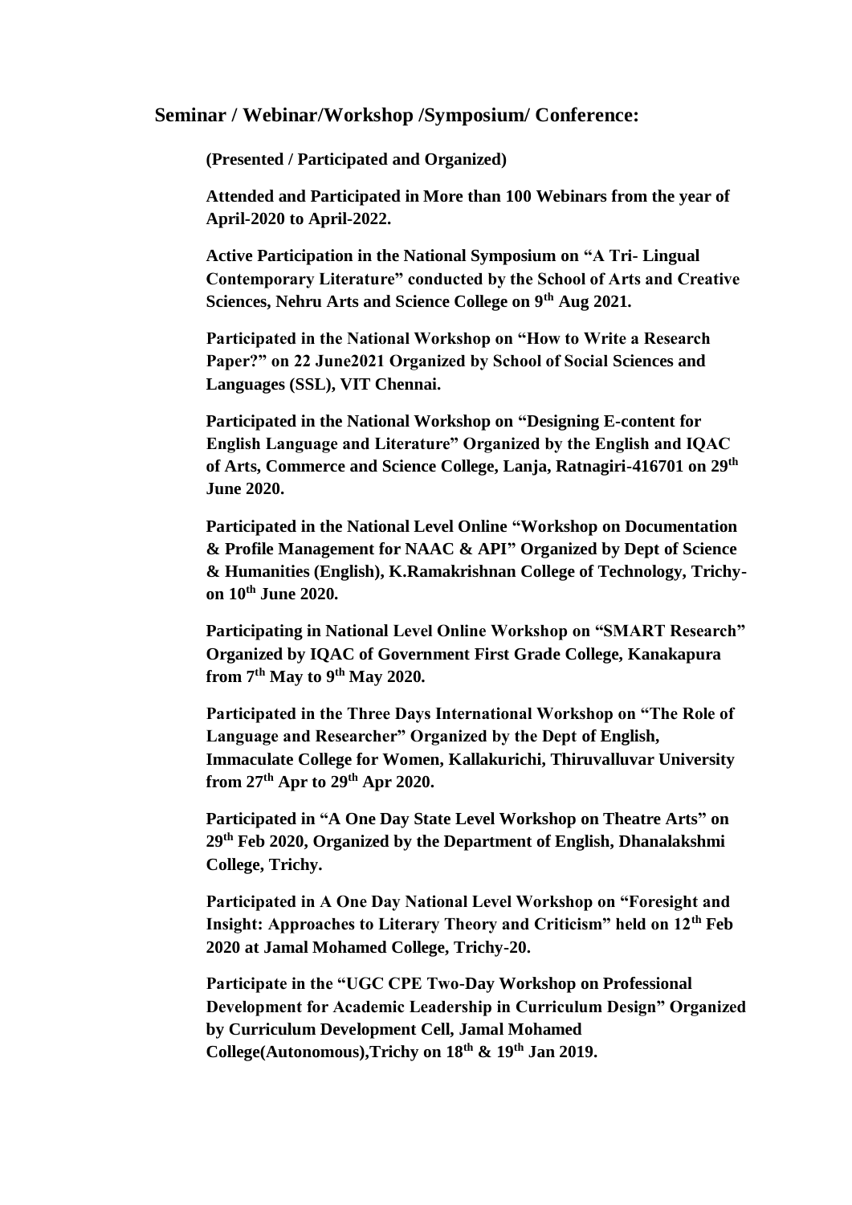## Seminar / Webinar/Workshop /Symposium/ Conference:

**(Presented / Participated and Organized)**

**Attended and Participated in More than 100 Webinars from the year of April-2020 to April-2022.**

**Active Participation in the National Symposium on "A Tri- Lingual Contemporary Literature" conducted by the School of Arts and Creative Sciences, Nehru Arts and Science College on 9th Aug 2021.**

**Participated in the National Workshop on "How to Write a Research Paper?" on 22 June2021 Organized by School of Social Sciences and Languages (SSL), VIT Chennai.**

**Participated in the National Workshop on "Designing E-content for English Language and Literature" Organized by the English and IQAC of Arts, Commerce and Science College, Lanja, Ratnagiri-416701 on 29th June 2020.**

**Participated in the National Level Online "Workshop on Documentation & Profile Management for NAAC & API" Organized by Dept of Science & Humanities (English), K.Ramakrishnan College of Technology, Trichy-on 10th June 2020.**

**Participating in National Level Online Workshop on "SMART Research" Organized by IQAC of Government First Grade College, Kanakapura from 7th May to 9th May 2020.**

**Participated in the Three Days International Workshop on "The Role of Language and Researcher" Organized by the Dept of English, Immaculate College for Women, Kallakurichi, Thiruvalluvar University from 27th Apr to 29th Apr 2020.**

**Participated in "A One Day State Level Workshop on Theatre Arts" on 29th Feb 2020, Organized by the Department of English, Dhanalakshmi College, Trichy.**

**Participated in A One Day National Level Workshop on "Foresight and Insight: Approaches to Literary Theory and Criticism" held on 12th Feb 2020 at Jamal Mohamed College, Trichy-20.**

**Participate in the "UGC CPE Two-Day Workshop on Professional Development for Academic Leadership in Curriculum Design" Organized by Curriculum Development Cell, Jamal Mohamed College(Autonomous),Trichy on 18th & 19th Jan 2019.**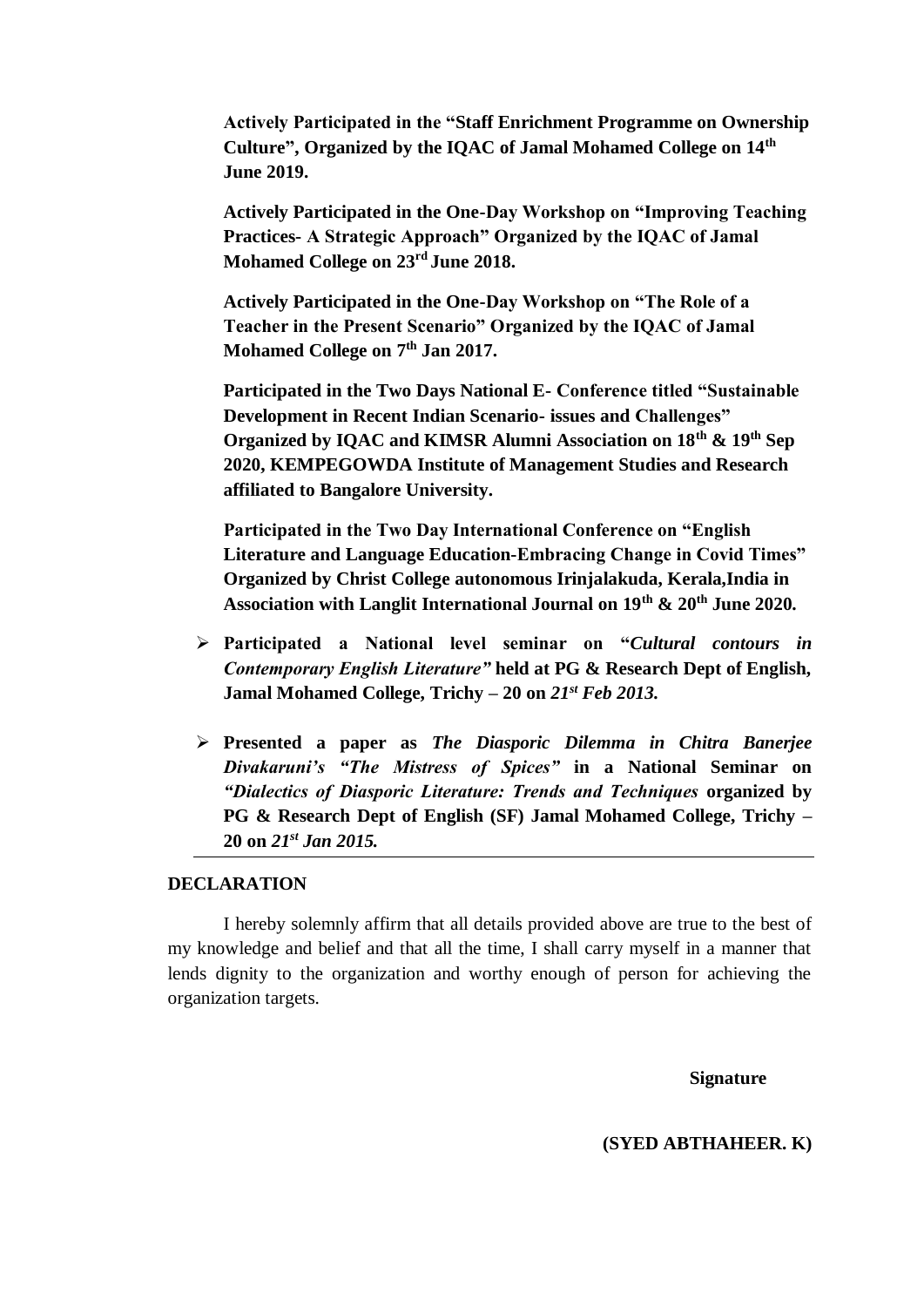**Actively Participated in the "Staff Enrichment Programme on Ownership Culture", Organized by the IQAC of Jamal Mohamed College on 14th June 2019.**

**Actively Participated in the One-Day Workshop on "Improving Teaching Practices- A Strategic Approach" Organized by the IQAC of Jamal Mohamed College on 23rd June 2018.**

**Actively Participated in the One-Day Workshop on "The Role of a Teacher in the Present Scenario" Organized by the IQAC of Jamal Mohamed College on 7th Jan 2017.**

**Participated in the Two Days National E- Conference titled "Sustainable Development in Recent Indian Scenario- issues and Challenges" Organized by IQAC and KIMSR Alumni Association on 18th & 19th Sep 2020, KEMPEGOWDA Institute of Management Studies and Research affiliated to Bangalore University.**

**Participated in the Two Day International Conference on "English Literature and Language Education-Embracing Change in Covid Times" Organized by Christ College autonomous Irinjalakuda, Kerala,India in Association with Langlit International Journal on 19th & 20th June 2020.**

- **Participated a National level seminar on "*Cultural contours in Contemporary English Literature*" held at PG & Research Dept of English, Jamal Mohamed College, Trichy – 20 on *21st Feb 2013.***
- **Presented a paper as *The Diasporic Dilemma in Chitra Banerjee Divakaruni's "The Mistress of Spices"* in a National Seminar on *"Dialectics of Diasporic Literature: Trends and Techniques* organized by PG & Research Dept of English (SF) Jamal Mohamed College, Trichy – 20 on *21st Jan 2015.***

---

## DECLARATION

I hereby solemnly affirm that all details provided above are true to the best of my knowledge and belief and that all the time, I shall carry myself in a manner that lends dignity to the organization and worthy enough of person for achieving the organization targets.

**Signature**

**(SYED ABTHAHEER. K)**